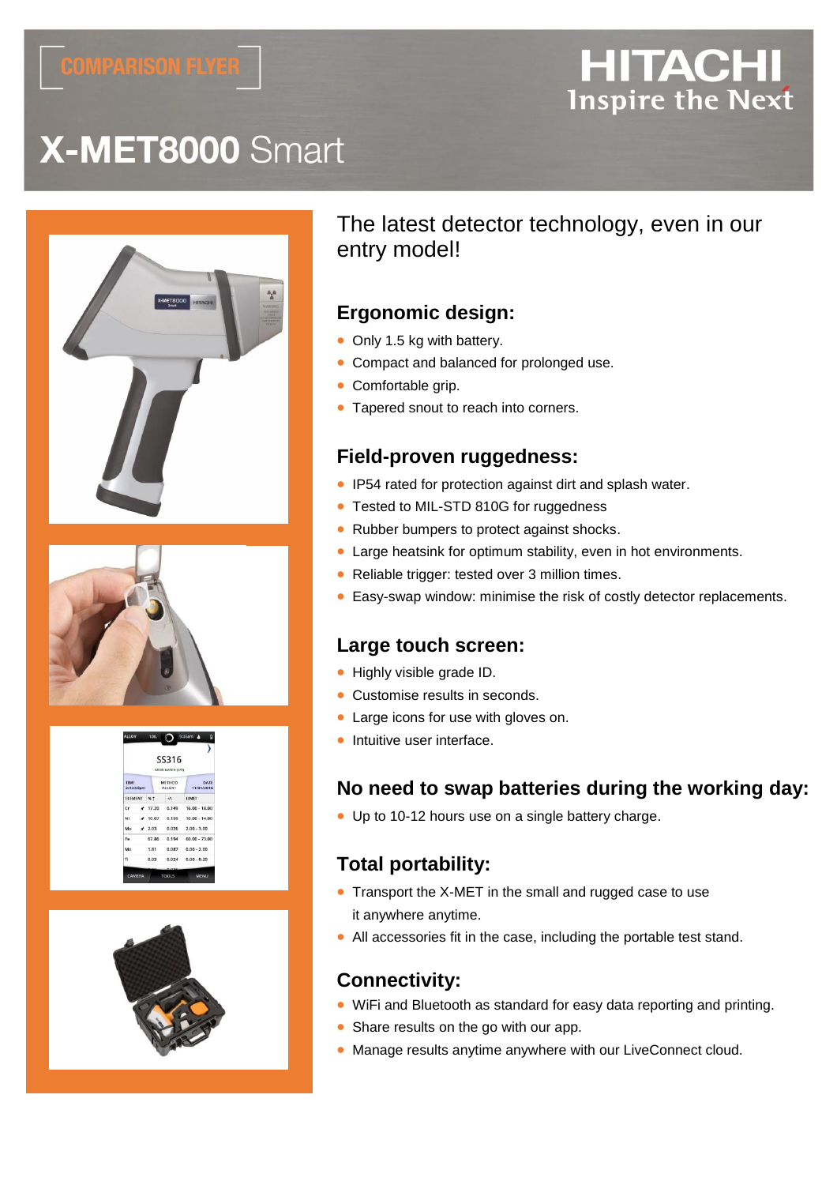COMPARISON FLYER

HITACHI
Inspire the Next

# X-MET8000 Smart

## The latest detector technology, even in our entry model!

### Ergonomic design:

- Only 1.5 kg with battery.
- Compact and balanced for prolonged use.
- Comfortable grip.
- Tapered snout to reach into corners.

### Field-proven ruggedness:

- IP54 rated for protection against dirt and splash water.
- Tested to MIL-STD 810G for ruggedness
- Rubber bumpers to protect against shocks.
- Large heatsink for optimum stability, even in hot environments.
- Reliable trigger: tested over 3 million times.
- Easy-swap window: minimise the risk of costly detector replacements.

### Large touch screen:

- Highly visible grade ID.
- Customise results in seconds.
- Large icons for use with gloves on.
- Intuitive user interface.

### No need to swap batteries during the working day:

- Up to 10-12 hours use on a single battery charge.

### Total portability:

- Transport the X-MET in the small and rugged case to use it anywhere anytime.
- All accessories fit in the case, including the portable test stand.

### Connectivity:

- WiFi and Bluetooth as standard for easy data reporting and printing.
- Share results on the go with our app.
- Manage results anytime anywhere with our LiveConnect cloud.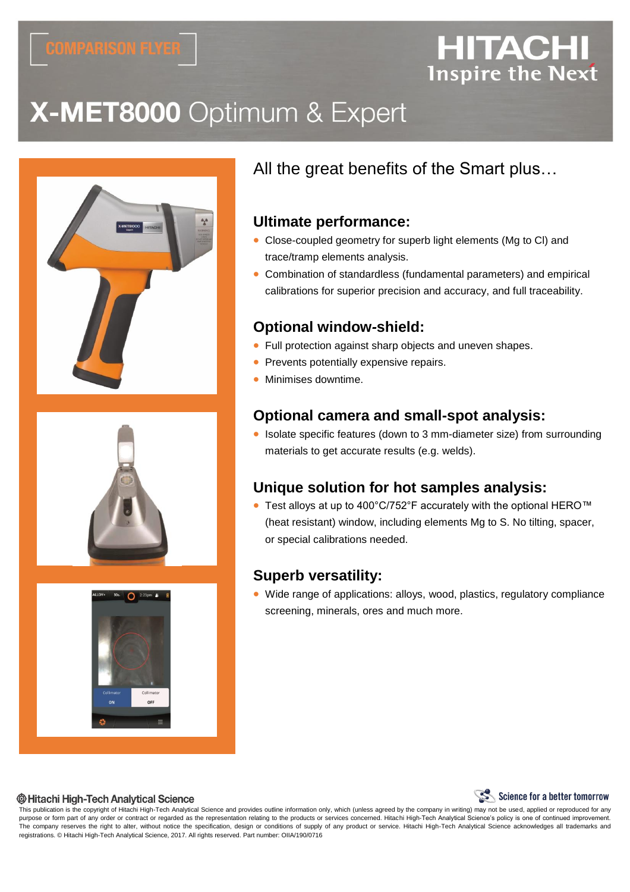COMPARISON FLYER

HITACHI
Inspire the Next

# X-MET8000 Optimum & Expert

All the great benefits of the Smart plus…

## Ultimate performance:

- Close-coupled geometry for superb light elements (Mg to Cl) and trace/tramp elements analysis.
- Combination of standardless (fundamental parameters) and empirical calibrations for superior precision and accuracy, and full traceability.

## Optional window-shield:

- Full protection against sharp objects and uneven shapes.
- Prevents potentially expensive repairs.
- Minimises downtime.

## Optional camera and small-spot analysis:

- Isolate specific features (down to 3 mm-diameter size) from surrounding materials to get accurate results (e.g. welds).

## Unique solution for hot samples analysis:

- Test alloys at up to 400°C/752°F accurately with the optional HERO™ (heat resistant) window, including elements Mg to S. No tilting, spacer, or special calibrations needed.

## Superb versatility:

- Wide range of applications: alloys, wood, plastics, regulatory compliance screening, minerals, ores and much more.

Hitachi High-Tech Analytical Science

Science for a better tomorrow

This publication is the copyright of Hitachi High-Tech Analytical Science and provides outline information only, which (unless agreed by the company in writing) may not be used, applied or reproduced for any purpose or form part of any order or contract or regarded as the representation relating to the products or services concerned. Hitachi High-Tech Analytical Science's policy is one of continued improvement. The company reserves the right to alter, without notice the specification, design or conditions of supply of any product or service. Hitachi High-Tech Analytical Science acknowledges all trademarks and registrations. © Hitachi High-Tech Analytical Science, 2017. All rights reserved. Part number: OIIA/190/0716